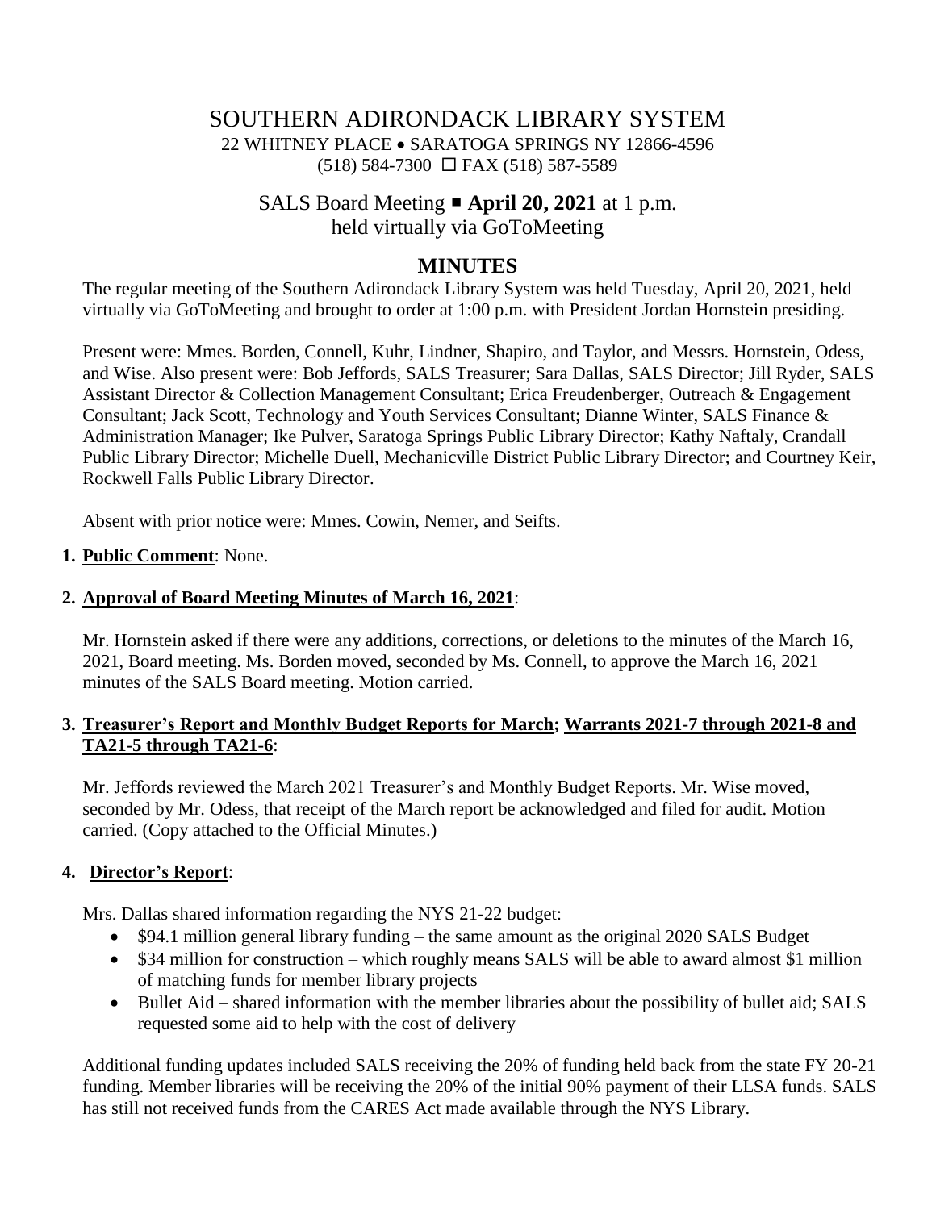# SOUTHERN ADIRONDACK LIBRARY SYSTEM

22 WHITNEY PLACE • SARATOGA SPRINGS NY 12866-4596
(518) 584-7300 ☐ FAX (518) 587-5589

## SALS Board Meeting ■ **April 20, 2021** at 1 p.m.
## held virtually via GoToMeeting

## MINUTES

The regular meeting of the Southern Adirondack Library System was held Tuesday, April 20, 2021, held virtually via GoToMeeting and brought to order at 1:00 p.m. with President Jordan Hornstein presiding.

Present were: Mmes. Borden, Connell, Kuhr, Lindner, Shapiro, and Taylor, and Messrs. Hornstein, Odess, and Wise. Also present were: Bob Jeffords, SALS Treasurer; Sara Dallas, SALS Director; Jill Ryder, SALS Assistant Director & Collection Management Consultant; Erica Freudenberger, Outreach & Engagement Consultant; Jack Scott, Technology and Youth Services Consultant; Dianne Winter, SALS Finance & Administration Manager; Ike Pulver, Saratoga Springs Public Library Director; Kathy Naftaly, Crandall Public Library Director; Michelle Duell, Mechanicville District Public Library Director; and Courtney Keir, Rockwell Falls Public Library Director.

Absent with prior notice were: Mmes. Cowin, Nemer, and Seifts.

1. **Public Comment**: None.

2. **Approval of Board Meeting Minutes of March 16, 2021**:

   Mr. Hornstein asked if there were any additions, corrections, or deletions to the minutes of the March 16, 2021, Board meeting. Ms. Borden moved, seconded by Ms. Connell, to approve the March 16, 2021 minutes of the SALS Board meeting. Motion carried.

3. **Treasurer's Report and Monthly Budget Reports for March; Warrants 2021-7 through 2021-8 and TA21-5 through TA21-6**:

   Mr. Jeffords reviewed the March 2021 Treasurer's and Monthly Budget Reports. Mr. Wise moved, seconded by Mr. Odess, that receipt of the March report be acknowledged and filed for audit. Motion carried. (Copy attached to the Official Minutes.)

4. **Director's Report**:

   Mrs. Dallas shared information regarding the NYS 21-22 budget:

   - $94.1 million general library funding – the same amount as the original 2020 SALS Budget
   - $34 million for construction – which roughly means SALS will be able to award almost $1 million of matching funds for member library projects
   - Bullet Aid – shared information with the member libraries about the possibility of bullet aid; SALS requested some aid to help with the cost of delivery

   Additional funding updates included SALS receiving the 20% of funding held back from the state FY 20-21 funding. Member libraries will be receiving the 20% of the initial 90% payment of their LLSA funds. SALS has still not received funds from the CARES Act made available through the NYS Library.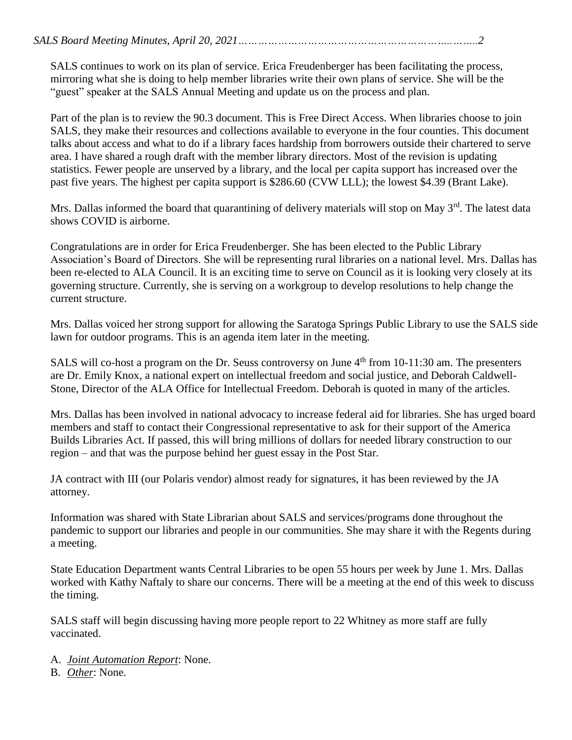SALS continues to work on its plan of service. Erica Freudenberger has been facilitating the process, mirroring what she is doing to help member libraries write their own plans of service. She will be the "guest" speaker at the SALS Annual Meeting and update us on the process and plan.

Part of the plan is to review the 90.3 document. This is Free Direct Access. When libraries choose to join SALS, they make their resources and collections available to everyone in the four counties. This document talks about access and what to do if a library faces hardship from borrowers outside their chartered to serve area. I have shared a rough draft with the member library directors. Most of the revision is updating statistics. Fewer people are unserved by a library, and the local per capita support has increased over the past five years. The highest per capita support is $286.60 (CVW LLL); the lowest $4.39 (Brant Lake).

Mrs. Dallas informed the board that quarantining of delivery materials will stop on May 3rd. The latest data shows COVID is airborne.

Congratulations are in order for Erica Freudenberger. She has been elected to the Public Library Association's Board of Directors. She will be representing rural libraries on a national level. Mrs. Dallas has been re-elected to ALA Council. It is an exciting time to serve on Council as it is looking very closely at its governing structure. Currently, she is serving on a workgroup to develop resolutions to help change the current structure.

Mrs. Dallas voiced her strong support for allowing the Saratoga Springs Public Library to use the SALS side lawn for outdoor programs. This is an agenda item later in the meeting.

SALS will co-host a program on the Dr. Seuss controversy on June 4th from 10-11:30 am. The presenters are Dr. Emily Knox, a national expert on intellectual freedom and social justice, and Deborah Caldwell-Stone, Director of the ALA Office for Intellectual Freedom. Deborah is quoted in many of the articles.

Mrs. Dallas has been involved in national advocacy to increase federal aid for libraries. She has urged board members and staff to contact their Congressional representative to ask for their support of the America Builds Libraries Act. If passed, this will bring millions of dollars for needed library construction to our region – and that was the purpose behind her guest essay in the Post Star.

JA contract with III (our Polaris vendor) almost ready for signatures, it has been reviewed by the JA attorney.

Information was shared with State Librarian about SALS and services/programs done throughout the pandemic to support our libraries and people in our communities. She may share it with the Regents during a meeting.

State Education Department wants Central Libraries to be open 55 hours per week by June 1. Mrs. Dallas worked with Kathy Naftaly to share our concerns. There will be a meeting at the end of this week to discuss the timing.

SALS staff will begin discussing having more people report to 22 Whitney as more staff are fully vaccinated.

A. *Joint Automation Report*: None.
B. *Other*: None.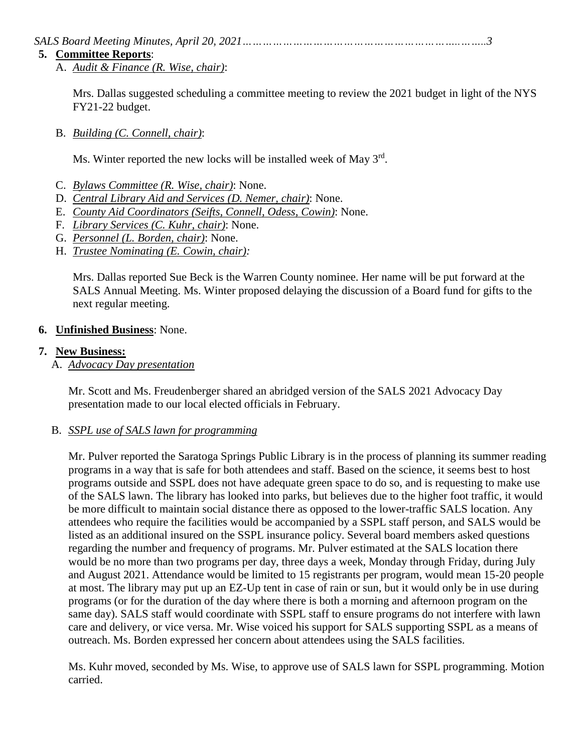**5. Committee Reports**:

A. *Audit & Finance (R. Wise, chair)*:

Mrs. Dallas suggested scheduling a committee meeting to review the 2021 budget in light of the NYS FY21-22 budget.

B. *Building (C. Connell, chair)*:

Ms. Winter reported the new locks will be installed week of May 3rd.

C. *Bylaws Committee (R. Wise, chair)*: None.
D. *Central Library Aid and Services (D. Nemer, chair)*: None.
E. *County Aid Coordinators (Seifts, Connell, Odess, Cowin)*: None.
F. *Library Services (C. Kuhr, chair)*: None.
G. *Personnel (L. Borden, chair)*: None.
H. *Trustee Nominating (E. Cowin, chair):*

Mrs. Dallas reported Sue Beck is the Warren County nominee. Her name will be put forward at the SALS Annual Meeting. Ms. Winter proposed delaying the discussion of a Board fund for gifts to the next regular meeting.

**6. Unfinished Business**: None.

**7. New Business:**

A. *Advocacy Day presentation*

Mr. Scott and Ms. Freudenberger shared an abridged version of the SALS 2021 Advocacy Day presentation made to our local elected officials in February.

B. *SSPL use of SALS lawn for programming*

Mr. Pulver reported the Saratoga Springs Public Library is in the process of planning its summer reading programs in a way that is safe for both attendees and staff. Based on the science, it seems best to host programs outside and SSPL does not have adequate green space to do so, and is requesting to make use of the SALS lawn. The library has looked into parks, but believes due to the higher foot traffic, it would be more difficult to maintain social distance there as opposed to the lower-traffic SALS location. Any attendees who require the facilities would be accompanied by a SSPL staff person, and SALS would be listed as an additional insured on the SSPL insurance policy. Several board members asked questions regarding the number and frequency of programs. Mr. Pulver estimated at the SALS location there would be no more than two programs per day, three days a week, Monday through Friday, during July and August 2021. Attendance would be limited to 15 registrants per program, would mean 15-20 people at most. The library may put up an EZ-Up tent in case of rain or sun, but it would only be in use during programs (or for the duration of the day where there is both a morning and afternoon program on the same day). SALS staff would coordinate with SSPL staff to ensure programs do not interfere with lawn care and delivery, or vice versa. Mr. Wise voiced his support for SALS supporting SSPL as a means of outreach. Ms. Borden expressed her concern about attendees using the SALS facilities.

Ms. Kuhr moved, seconded by Ms. Wise, to approve use of SALS lawn for SSPL programming. Motion carried.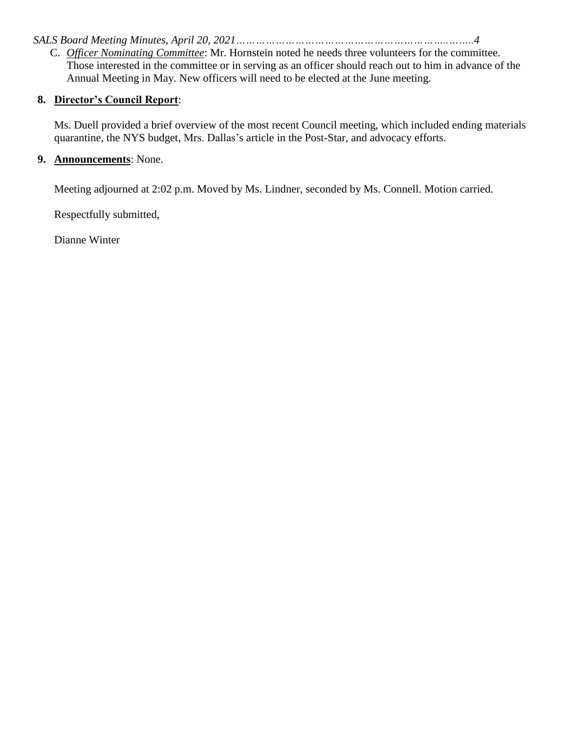C. ***Officer Nominating Committee***: Mr. Hornstein noted he needs three volunteers for the committee. Those interested in the committee or in serving as an officer should reach out to him in advance of the Annual Meeting in May. New officers will need to be elected at the June meeting.

**8. Director's Council Report**:

Ms. Duell provided a brief overview of the most recent Council meeting, which included ending materials quarantine, the NYS budget, Mrs. Dallas's article in the Post-Star, and advocacy efforts.

**9. Announcements**: None.

Meeting adjourned at 2:02 p.m. Moved by Ms. Lindner, seconded by Ms. Connell. Motion carried.

Respectfully submitted,

Dianne Winter